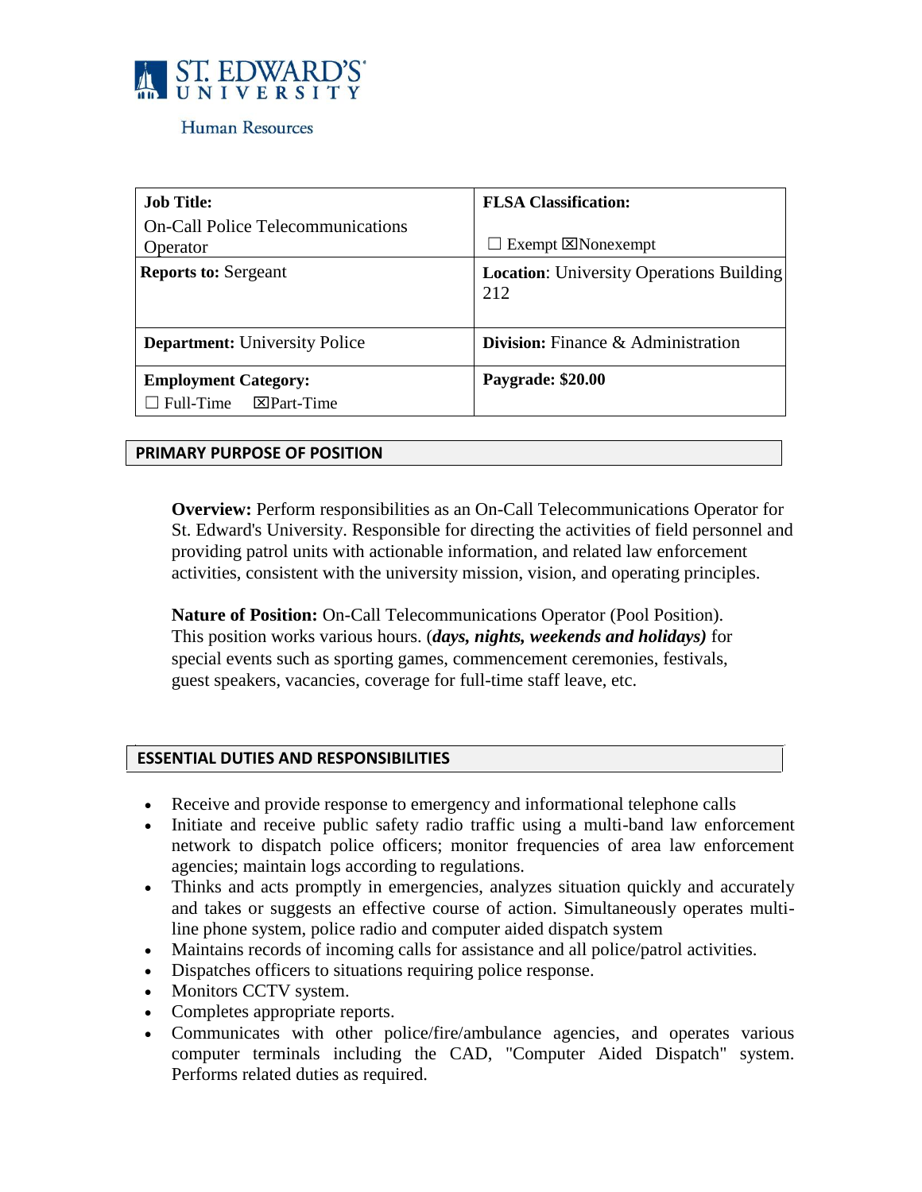ST. EDWARD'S UNIVERSITY

Human Resources

| **Job Title:** On-Call Police Telecommunications Operator | **FLSA Classification:** ☐ Exempt ☒Nonexempt |
|---|---|
| **Reports to:** Sergeant | **Location**: University Operations Building 212 |
| **Department:** University Police | **Division:** Finance & Administration |
| **Employment Category:** ☐ Full-Time ☒Part-Time | **Paygrade: $20.00** |

## PRIMARY PURPOSE OF POSITION

**Overview:** Perform responsibilities as an On-Call Telecommunications Operator for St. Edward's University. Responsible for directing the activities of field personnel and providing patrol units with actionable information, and related law enforcement activities, consistent with the university mission, vision, and operating principles.

**Nature of Position:** On-Call Telecommunications Operator (Pool Position). This position works various hours. (***days, nights, weekends and holidays)*** for special events such as sporting games, commencement ceremonies, festivals, guest speakers, vacancies, coverage for full-time staff leave, etc.

## ESSENTIAL DUTIES AND RESPONSIBILITIES

- Receive and provide response to emergency and informational telephone calls
- Initiate and receive public safety radio traffic using a multi-band law enforcement network to dispatch police officers; monitor frequencies of area law enforcement agencies; maintain logs according to regulations.
- Thinks and acts promptly in emergencies, analyzes situation quickly and accurately and takes or suggests an effective course of action. Simultaneously operates multi-line phone system, police radio and computer aided dispatch system
- Maintains records of incoming calls for assistance and all police/patrol activities.
- Dispatches officers to situations requiring police response.
- Monitors CCTV system.
- Completes appropriate reports.
- Communicates with other police/fire/ambulance agencies, and operates various computer terminals including the CAD, "Computer Aided Dispatch" system. Performs related duties as required.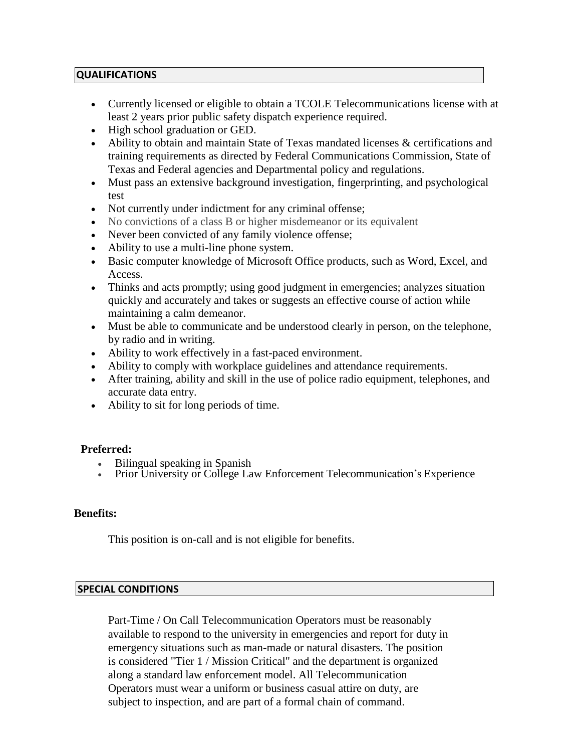## QUALIFICATIONS

- Currently licensed or eligible to obtain a TCOLE Telecommunications license with at least 2 years prior public safety dispatch experience required.
- High school graduation or GED.
- Ability to obtain and maintain State of Texas mandated licenses & certifications and training requirements as directed by Federal Communications Commission, State of Texas and Federal agencies and Departmental policy and regulations.
- Must pass an extensive background investigation, fingerprinting, and psychological test
- Not currently under indictment for any criminal offense;
- No convictions of a class B or higher misdemeanor or its equivalent
- Never been convicted of any family violence offense;
- Ability to use a multi-line phone system.
- Basic computer knowledge of Microsoft Office products, such as Word, Excel, and Access.
- Thinks and acts promptly; using good judgment in emergencies; analyzes situation quickly and accurately and takes or suggests an effective course of action while maintaining a calm demeanor.
- Must be able to communicate and be understood clearly in person, on the telephone, by radio and in writing.
- Ability to work effectively in a fast-paced environment.
- Ability to comply with workplace guidelines and attendance requirements.
- After training, ability and skill in the use of police radio equipment, telephones, and accurate data entry.
- Ability to sit for long periods of time.

**Preferred:**

- Bilingual speaking in Spanish
- Prior University or College Law Enforcement Telecommunication's Experience

**Benefits:**

This position is on-call and is not eligible for benefits.

## SPECIAL CONDITIONS

Part-Time / On Call Telecommunication Operators must be reasonably available to respond to the university in emergencies and report for duty in emergency situations such as man-made or natural disasters. The position is considered "Tier 1 / Mission Critical" and the department is organized along a standard law enforcement model. All Telecommunication Operators must wear a uniform or business casual attire on duty, are subject to inspection, and are part of a formal chain of command.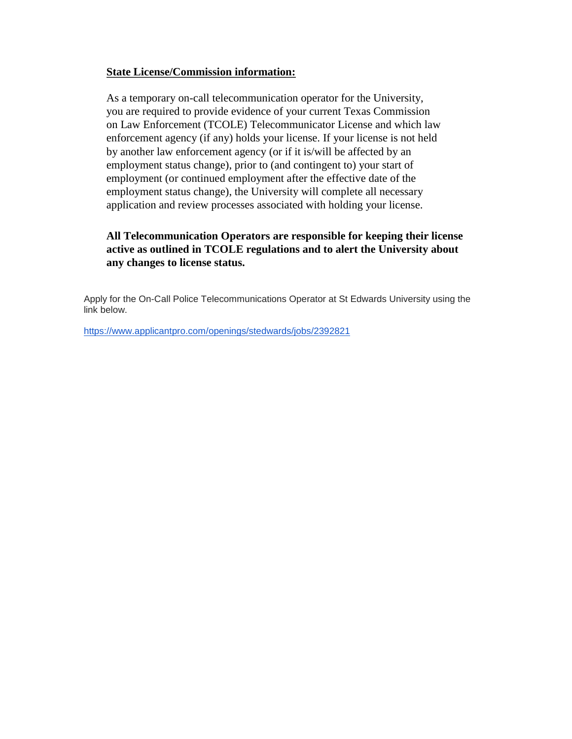**<u>State License/Commission information:</u>**

As a temporary on-call telecommunication operator for the University, you are required to provide evidence of your current Texas Commission on Law Enforcement (TCOLE) Telecommunicator License and which law enforcement agency (if any) holds your license. If your license is not held by another law enforcement agency (or if it is/will be affected by an employment status change), prior to (and contingent to) your start of employment (or continued employment after the effective date of the employment status change), the University will complete all necessary application and review processes associated with holding your license.

**All Telecommunication Operators are responsible for keeping their license active as outlined in TCOLE regulations and to alert the University about any changes to license status.**

Apply for the On-Call Police Telecommunications Operator at St Edwards University using the link below.

https://www.applicantpro.com/openings/stedwards/jobs/2392821